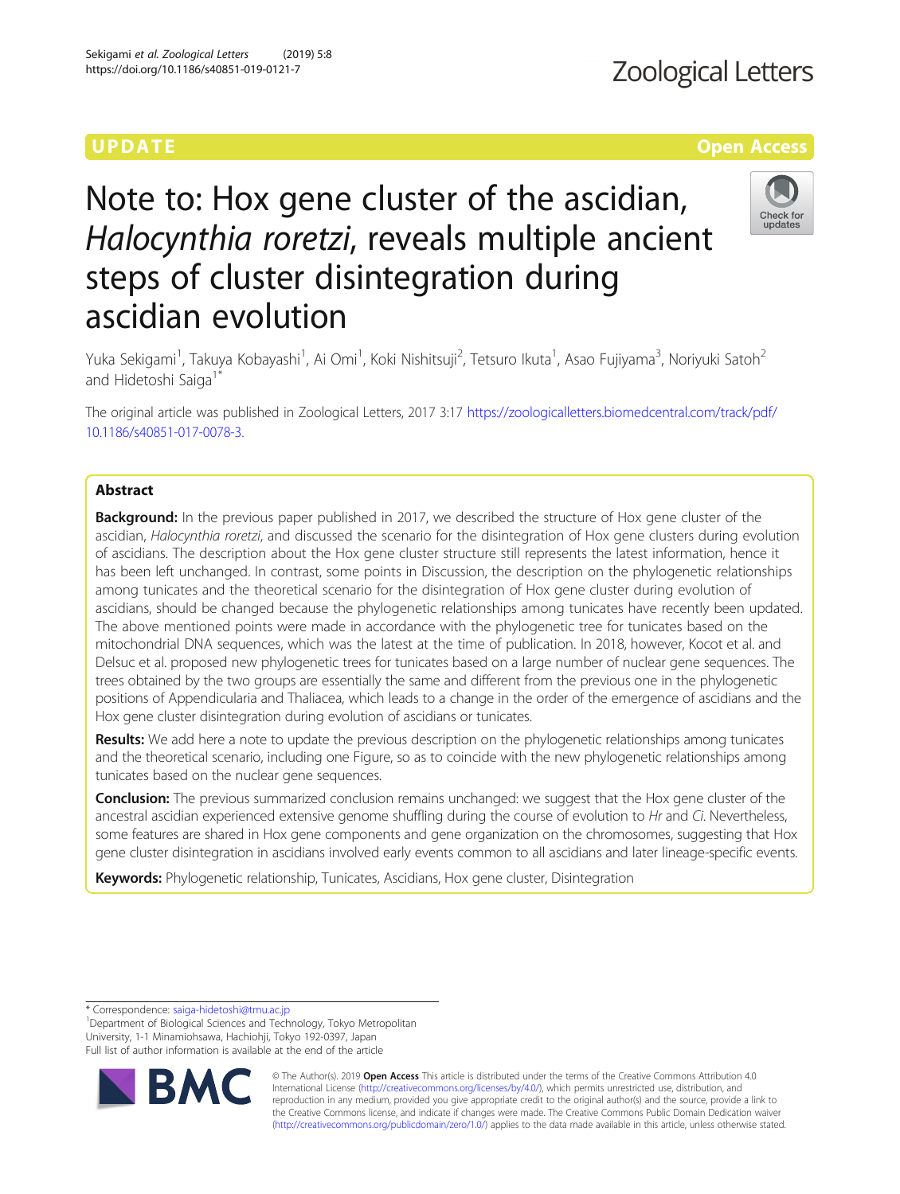UPDATE

Open Access

# Note to: Hox gene cluster of the ascidian, *Halocynthia roretzi*, reveals multiple ancient steps of cluster disintegration during ascidian evolution

Yuka Sekigami[1], Takuya Kobayashi[1], Ai Omi[1], Koki Nishitsuji[2], Tetsuro Ikuta[1], Asao Fujiyama[3], Noriyuki Satoh[2] and Hidetoshi Saiga[1*]

The original article was published in Zoological Letters, 2017 3:17 https://zoologicalletters.biomedcentral.com/track/pdf/10.1186/s40851-017-0078-3.

## Abstract

**Background:** In the previous paper published in 2017, we described the structure of Hox gene cluster of the ascidian, *Halocynthia roretzi*, and discussed the scenario for the disintegration of Hox gene clusters during evolution of ascidians. The description about the Hox gene cluster structure still represents the latest information, hence it has been left unchanged. In contrast, some points in Discussion, the description on the phylogenetic relationships among tunicates and the theoretical scenario for the disintegration of Hox gene cluster during evolution of ascidians, should be changed because the phylogenetic relationships among tunicates have recently been updated. The above mentioned points were made in accordance with the phylogenetic tree for tunicates based on the mitochondrial DNA sequences, which was the latest at the time of publication. In 2018, however, Kocot et al. and Delsuc et al. proposed new phylogenetic trees for tunicates based on a large number of nuclear gene sequences. The trees obtained by the two groups are essentially the same and different from the previous one in the phylogenetic positions of Appendicularia and Thaliacea, which leads to a change in the order of the emergence of ascidians and the Hox gene cluster disintegration during evolution of ascidians or tunicates.

**Results:** We add here a note to update the previous description on the phylogenetic relationships among tunicates and the theoretical scenario, including one Figure, so as to coincide with the new phylogenetic relationships among tunicates based on the nuclear gene sequences.

**Conclusion:** The previous summarized conclusion remains unchanged: we suggest that the Hox gene cluster of the ancestral ascidian experienced extensive genome shuffling during the course of evolution to *Hr* and *Ci*. Nevertheless, some features are shared in Hox gene components and gene organization on the chromosomes, suggesting that Hox gene cluster disintegration in ascidians involved early events common to all ascidians and later lineage-specific events.

**Keywords:** Phylogenetic relationship, Tunicates, Ascidians, Hox gene cluster, Disintegration

* Correspondence: saiga-hidetoshi@tmu.ac.jp
[1]Department of Biological Sciences and Technology, Tokyo Metropolitan University, 1-1 Minamiohsawa, Hachiohji, Tokyo 192-0397, Japan
Full list of author information is available at the end of the article

© The Author(s). 2019 **Open Access** This article is distributed under the terms of the Creative Commons Attribution 4.0 International License (http://creativecommons.org/licenses/by/4.0/), which permits unrestricted use, distribution, and reproduction in any medium, provided you give appropriate credit to the original author(s) and the source, provide a link to the Creative Commons license, and indicate if changes were made. The Creative Commons Public Domain Dedication waiver (http://creativecommons.org/publicdomain/zero/1.0/) applies to the data made available in this article, unless otherwise stated.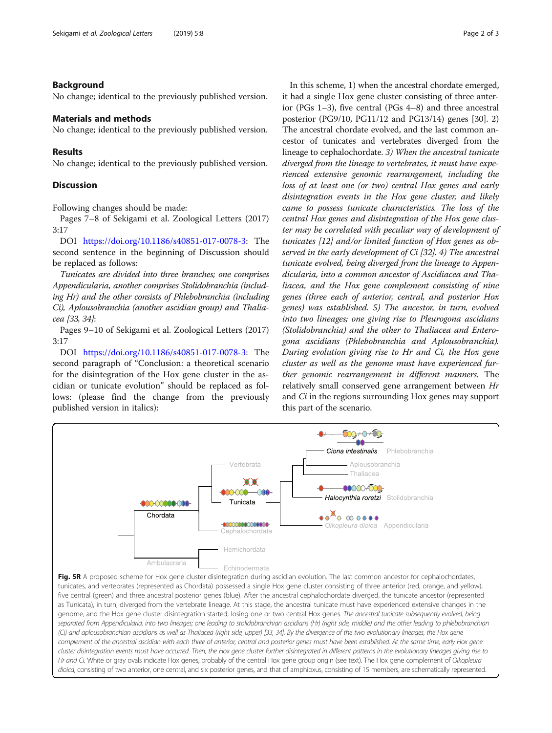## Background

No change; identical to the previously published version.

## Materials and methods

No change; identical to the previously published version.

## Results

No change; identical to the previously published version.

## Discussion

Following changes should be made:

Pages 7–8 of Sekigami et al. Zoological Letters (2017) 3:17

DOI https://doi.org/10.1186/s40851-017-0078-3: The second sentence in the beginning of Discussion should be replaced as follows:

*Tunicates are divided into three branches; one comprises Appendicularia, another comprises Stolidobranchia (including Hr) and the other consists of Phlebobranchia (including Ci), Aplousobranchia (another ascidian group) and Thaliacea [33, 34]*:

Pages 9–10 of Sekigami et al. Zoological Letters (2017) 3:17

DOI https://doi.org/10.1186/s40851-017-0078-3: The second paragraph of "Conclusion: a theoretical scenario for the disintegration of the Hox gene cluster in the ascidian or tunicate evolution" should be replaced as follows: (please find the change from the previously published version in italics):

In this scheme, 1) when the ancestral chordate emerged, it had a single Hox gene cluster consisting of three anterior (PGs 1–3), five central (PGs 4–8) and three ancestral posterior (PG9/10, PG11/12 and PG13/14) genes [30]. 2) The ancestral chordate evolved, and the last common ancestor of tunicates and vertebrates diverged from the lineage to cephalochordate. *3) When the ancestral tunicate diverged from the lineage to vertebrates, it must have experienced extensive genomic rearrangement, including the loss of at least one (or two) central Hox genes and early disintegration events in the Hox gene cluster, and likely came to possess tunicate characteristics. The loss of the central Hox genes and disintegration of the Hox gene cluster may be correlated with peculiar way of development of tunicates [12] and/or limited function of Hox genes as observed in the early development of Ci [32]. 4) The ancestral tunicate evolved, being diverged from the lineage to Appendicularia, into a common ancestor of Ascidiacea and Thaliacea, and the Hox gene complement consisting of nine genes (three each of anterior, central, and posterior Hox genes) was established. 5) The ancestor, in turn, evolved into two lineages; one giving rise to Pleurogona ascidians (Stolidobranchia) and the other to Thaliacea and Enterogona ascidians (Phlebobranchia and Aplousobranchia). During evolution giving rise to Hr and Ci, the Hox gene cluster as well as the genome must have experienced further genomic rearrangement in different manners.* The relatively small conserved gene arrangement between *Hr* and *Ci* in the regions surrounding Hox genes may support this part of the scenario.

**Fig. 5R** A proposed scheme for Hox gene cluster disintegration during ascidian evolution. The last common ancestor for cephalochordates, tunicates, and vertebrates (represented as Chordata) possessed a single Hox gene cluster consisting of three anterior (red, orange, and yellow), five central (green) and three ancestral posterior genes (blue). After the ancestral cephalochordate diverged, the tunicate ancestor (represented as Tunicata), in turn, diverged from the vertebrate lineage. At this stage, the ancestral tunicate must have experienced extensive changes in the genome, and the Hox gene cluster disintegration started, losing one or two central Hox genes. *The ancestral tunicate subsequently evolved, being separated from Appendicularia, into two lineages; one leading to stolidobranchian ascidians (Hr) (right side, middle) and the other leading to phlebobranchian (Ci) and aplousobranchian ascidians as well as Thaliacea (right side, upper) [33, 34]. By the divergence of the two evolutionary lineages, the Hox gene complement of the ancestral ascidian with each three of anterior, central and posterior genes must have been established. At the same time, early Hox gene cluster disintegration events must have occurred. Then, the Hox gene cluster further disintegrated in different patterns in the evolutionary lineages giving rise to Hr and Ci.* White or gray ovals indicate Hox genes, probably of the central Hox gene group origin (see text). The Hox gene complement of *Oikopleura dioica*, consisting of two anterior, one central, and six posterior genes, and that of amphioxus, consisting of 15 members, are schematically represented.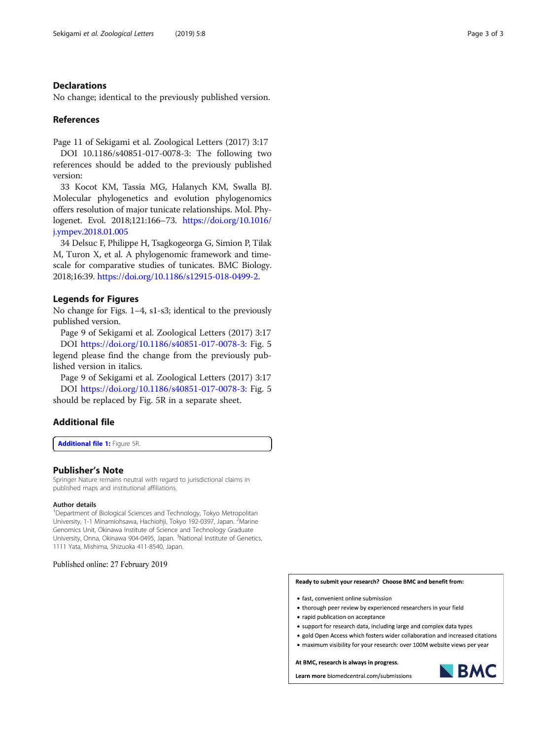## Declarations

No change; identical to the previously published version.

## References

Page 11 of Sekigami et al. Zoological Letters (2017) 3:17

DOI 10.1186/s40851-017-0078-3: The following two references should be added to the previously published version:

33 Kocot KM, Tassia MG, Halanych KM, Swalla BJ. Molecular phylogenetics and evolution phylogenomics offers resolution of major tunicate relationships. Mol. Phylogenet. Evol. 2018;121:166–73. https://doi.org/10.1016/j.ympev.2018.01.005

34 Delsuc F, Philippe H, Tsagkogeorga G, Simion P, Tilak M, Turon X, et al. A phylogenomic framework and timescale for comparative studies of tunicates. BMC Biology. 2018;16:39. https://doi.org/10.1186/s12915-018-0499-2.

## Legends for Figures

No change for Figs. 1–4, s1-s3; identical to the previously published version.

Page 9 of Sekigami et al. Zoological Letters (2017) 3:17

DOI https://doi.org/10.1186/s40851-017-0078-3: Fig. 5 legend please find the change from the previously published version in italics.

Page 9 of Sekigami et al. Zoological Letters (2017) 3:17

DOI https://doi.org/10.1186/s40851-017-0078-3: Fig. 5 should be replaced by Fig. 5R in a separate sheet.

## Additional file

**Additional file 1:** Figure 5R.

## Publisher's Note

Springer Nature remains neutral with regard to jurisdictional claims in published maps and institutional affiliations.

**Author details**

[1]Department of Biological Sciences and Technology, Tokyo Metropolitan University, 1-1 Minamiohsawa, Hachiohji, Tokyo 192-0397, Japan. [2]Marine Genomics Unit, Okinawa Institute of Science and Technology Graduate University, Onna, Okinawa 904-0495, Japan. [3]National Institute of Genetics, 1111 Yata, Mishima, Shizuoka 411-8540, Japan.

Published online: 27 February 2019

**Ready to submit your research? Choose BMC and benefit from:**

- fast, convenient online submission
- thorough peer review by experienced researchers in your field
- rapid publication on acceptance
- support for research data, including large and complex data types
- gold Open Access which fosters wider collaboration and increased citations
- maximum visibility for your research: over 100M website views per year

**At BMC, research is always in progress.**

**Learn more** biomedcentral.com/submissions

BMC